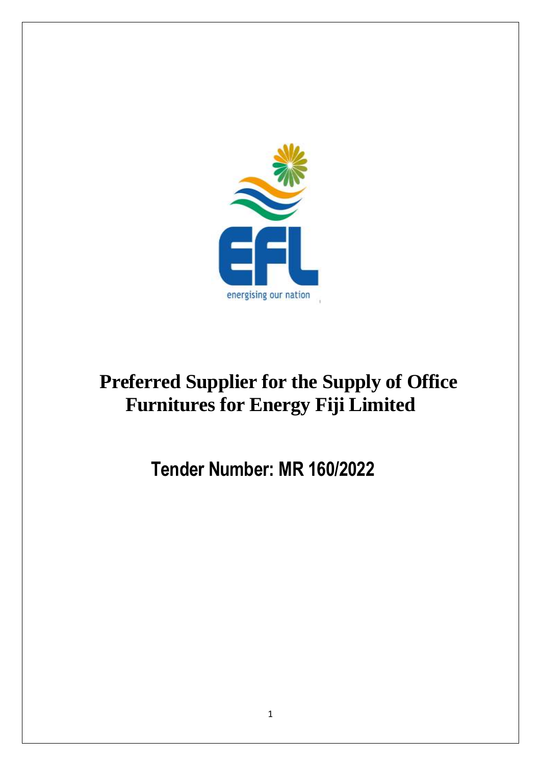# Preferred Supplier for the Supply of Office Furnitures for Energy Fiji Limited

## Tender Number: MR 160/2022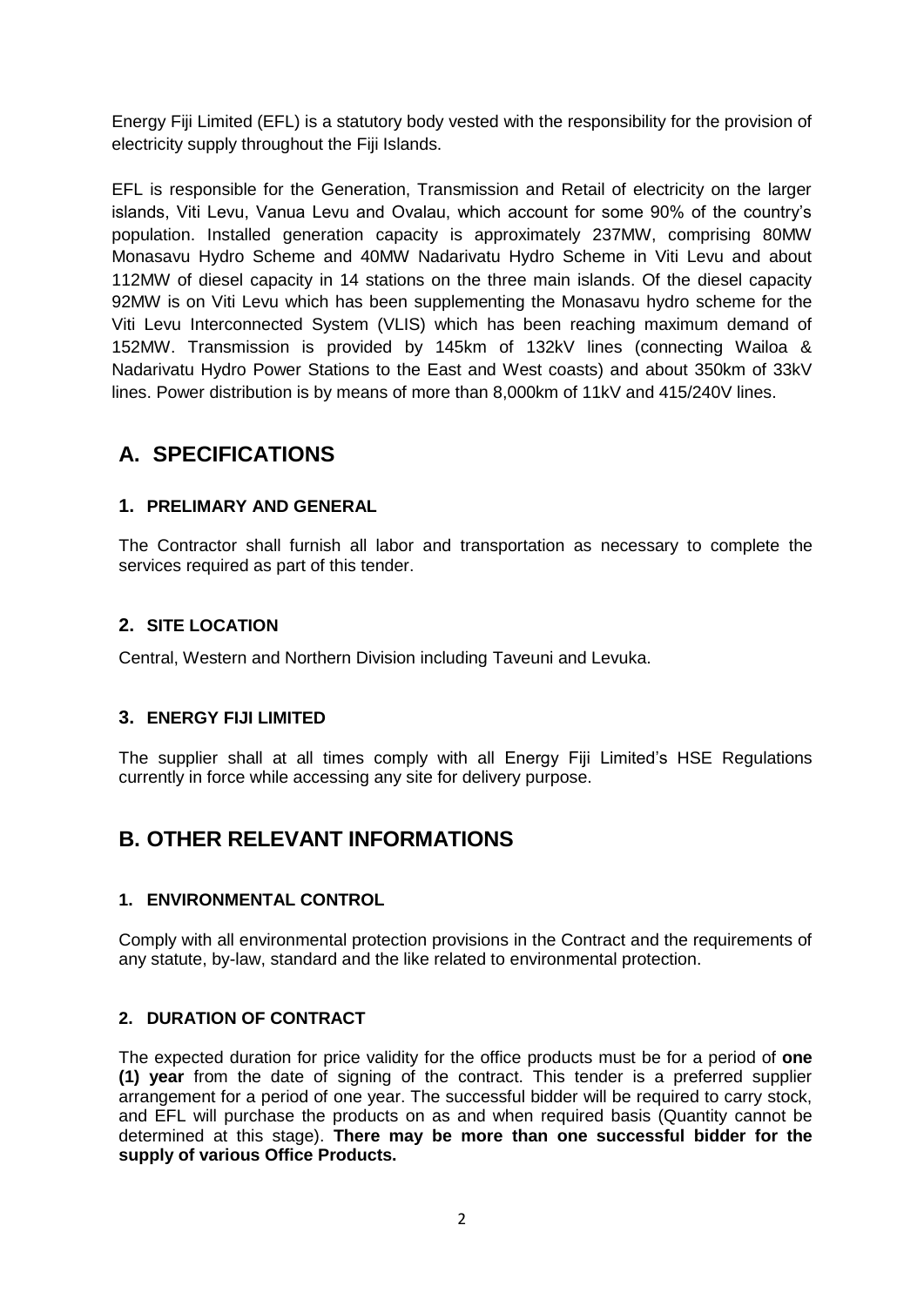Energy Fiji Limited (EFL) is a statutory body vested with the responsibility for the provision of electricity supply throughout the Fiji Islands.

EFL is responsible for the Generation, Transmission and Retail of electricity on the larger islands, Viti Levu, Vanua Levu and Ovalau, which account for some 90% of the country's population. Installed generation capacity is approximately 237MW, comprising 80MW Monasavu Hydro Scheme and 40MW Nadarivatu Hydro Scheme in Viti Levu and about 112MW of diesel capacity in 14 stations on the three main islands. Of the diesel capacity 92MW is on Viti Levu which has been supplementing the Monasavu hydro scheme for the Viti Levu Interconnected System (VLIS) which has been reaching maximum demand of 152MW. Transmission is provided by 145km of 132kV lines (connecting Wailoa & Nadarivatu Hydro Power Stations to the East and West coasts) and about 350km of 33kV lines. Power distribution is by means of more than 8,000km of 11kV and 415/240V lines.

# A. SPECIFICATIONS

## 1. PRELIMARY AND GENERAL

The Contractor shall furnish all labor and transportation as necessary to complete the services required as part of this tender.

## 2. SITE LOCATION

Central, Western and Northern Division including Taveuni and Levuka.

## 3. ENERGY FIJI LIMITED

The supplier shall at all times comply with all Energy Fiji Limited's HSE Regulations currently in force while accessing any site for delivery purpose.

# B. OTHER RELEVANT INFORMATIONS

## 1. ENVIRONMENTAL CONTROL

Comply with all environmental protection provisions in the Contract and the requirements of any statute, by-law, standard and the like related to environmental protection.

## 2. DURATION OF CONTRACT

The expected duration for price validity for the office products must be for a period of **one (1) year** from the date of signing of the contract. This tender is a preferred supplier arrangement for a period of one year. The successful bidder will be required to carry stock, and EFL will purchase the products on as and when required basis (Quantity cannot be determined at this stage). **There may be more than one successful bidder for the supply of various Office Products.**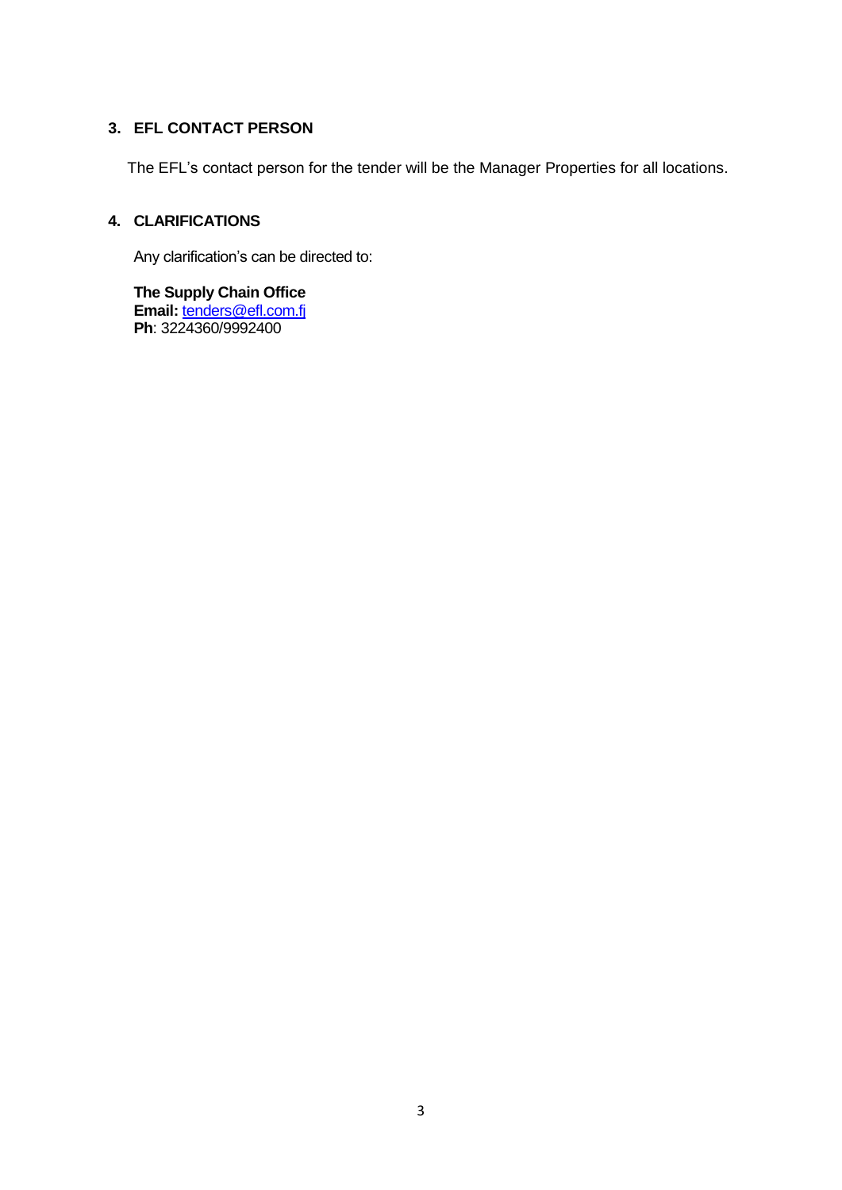## 3. EFL CONTACT PERSON

The EFL's contact person for the tender will be the Manager Properties for all locations.

## 4. CLARIFICATIONS

Any clarification's can be directed to:

**The Supply Chain Office**
**Email:** tenders@efl.com.fj
**Ph**: 3224360/9992400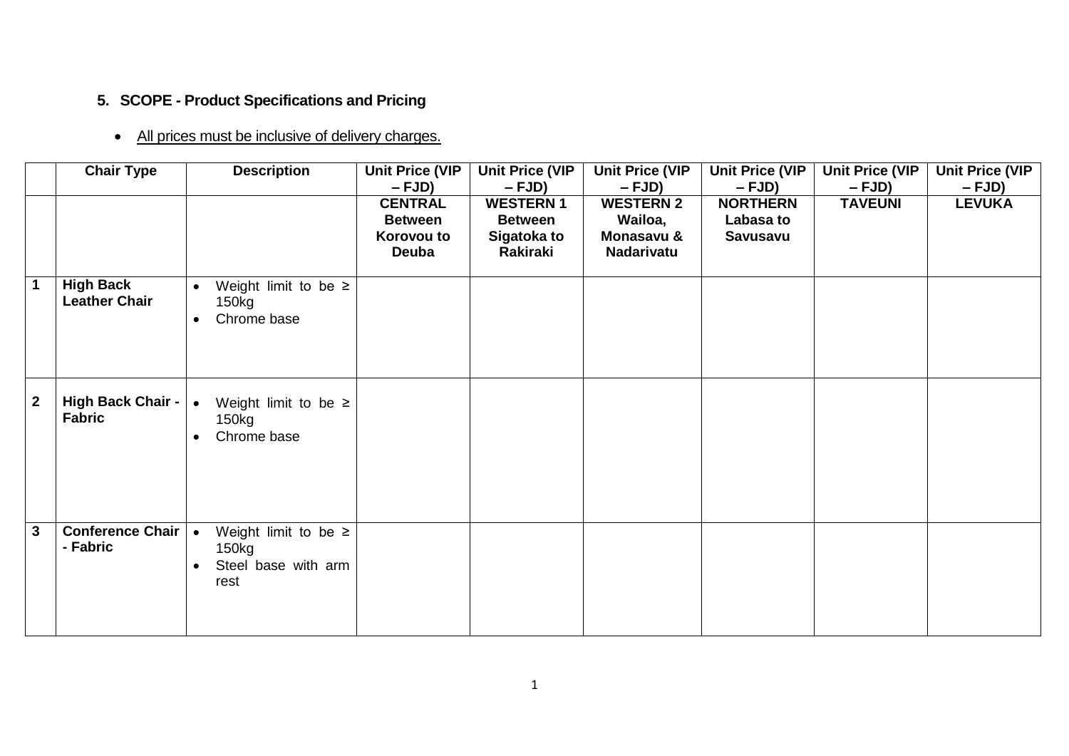## 5. SCOPE - Product Specifications and Pricing

- All prices must be inclusive of delivery charges.

| | Chair Type | Description | Unit Price (VIP – FJD) | Unit Price (VIP – FJD) | Unit Price (VIP – FJD) | Unit Price (VIP – FJD) | Unit Price (VIP – FJD) | Unit Price (VIP – FJD) |
|---|---|---|---|---|---|---|---|---|
| | | | **CENTRAL Between Korovou to Deuba** | **WESTERN 1 Between Sigatoka to Rakiraki** | **WESTERN 2 Wailoa, Monasavu & Nadarivatu** | **NORTHERN Labasa to Savusavu** | **TAVEUNI** | **LEVUKA** |
| **1** | **High Back Leather Chair** | • Weight limit to be ≥ 150kg<br>• Chrome base | | | | | | |
| **2** | **High Back Chair - Fabric** | • Weight limit to be ≥ 150kg<br>• Chrome base | | | | | | |
| **3** | **Conference Chair - Fabric** | • Weight limit to be ≥ 150kg<br>• Steel base with arm rest | | | | | | |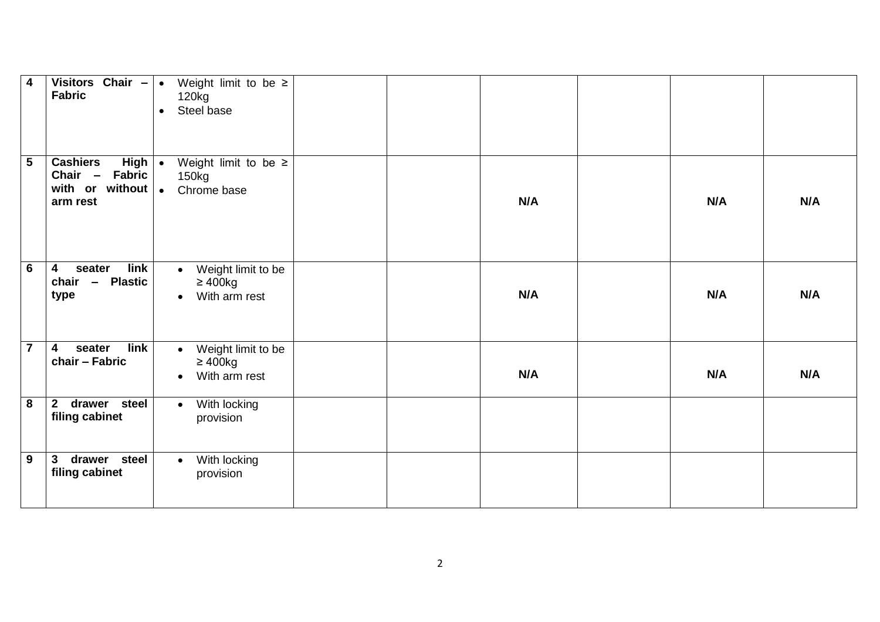| 4 | **Visitors Chair – Fabric** | • Weight limit to be ≥ 120kg<br>• Steel base | | | | | | |
|---|---|---|---|---|---|---|---|---|
| 5 | **Cashiers High Chair – Fabric with or without arm rest** | • Weight limit to be ≥ 150kg<br>• Chrome base | | | **N/A** | | **N/A** | **N/A** |
| 6 | **4 seater link chair – Plastic type** | • Weight limit to be ≥ 400kg<br>• With arm rest | | | **N/A** | | **N/A** | **N/A** |
| 7 | **4 seater link chair – Fabric** | • Weight limit to be ≥ 400kg<br>• With arm rest | | | **N/A** | | **N/A** | **N/A** |
| 8 | **2 drawer steel filing cabinet** | • With locking provision | | | | | | |
| 9 | **3 drawer steel filing cabinet** | • With locking provision | | | | | | |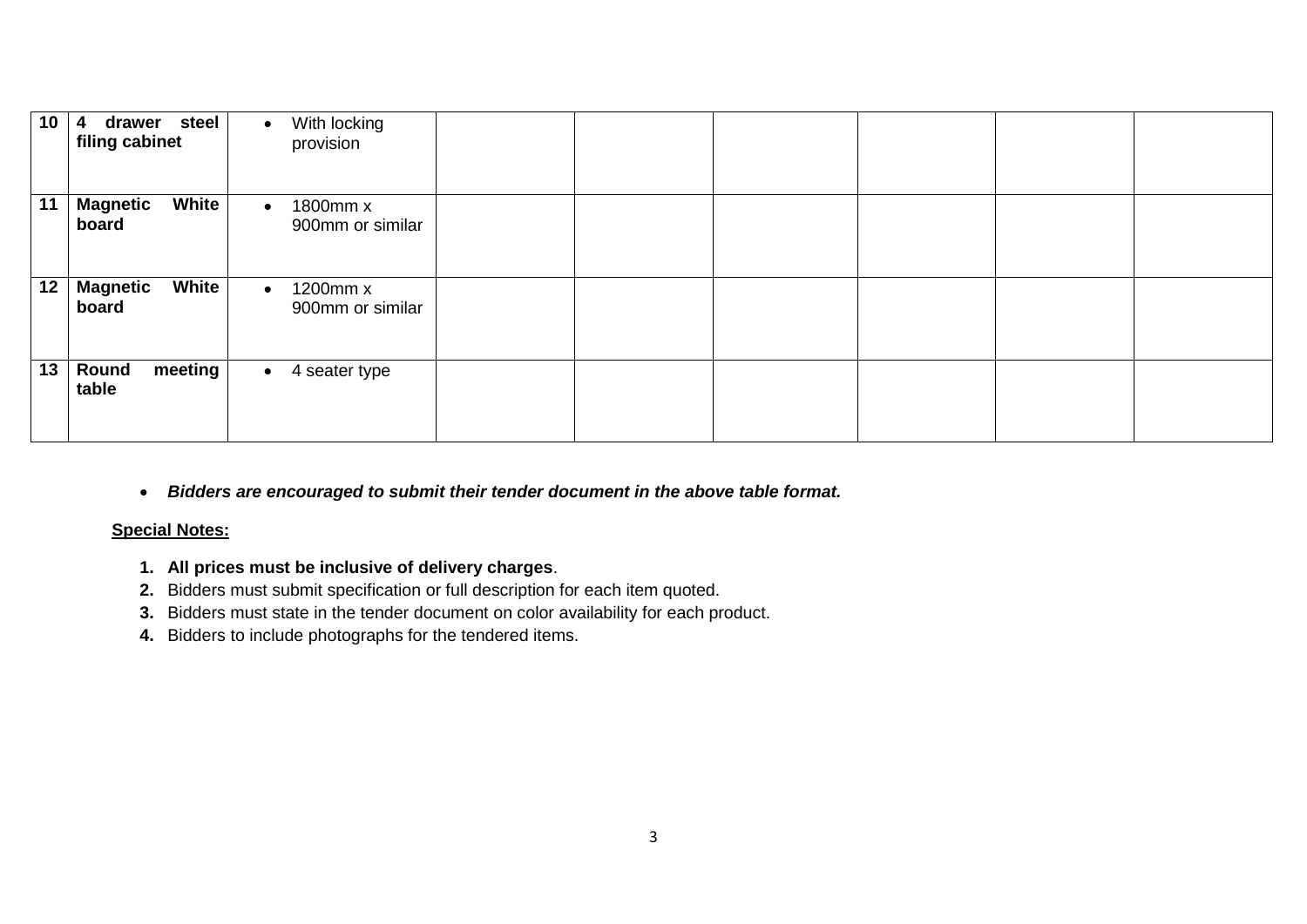| 10 | **4 drawer steel filing cabinet** | • With locking provision | | | | | | |
|---|---|---|---|---|---|---|---|---|
| 11 | **Magnetic White board** | • 1800mm x 900mm or similar | | | | | | |
| 12 | **Magnetic White board** | • 1200mm x 900mm or similar | | | | | | |
| 13 | **Round meeting table** | • 4 seater type | | | | | | |

- ***Bidders are encouraged to submit their tender document in the above table format.***

**Special Notes:**

1. **All prices must be inclusive of delivery charges**.
2. Bidders must submit specification or full description for each item quoted.
3. Bidders must state in the tender document on color availability for each product.
4. Bidders to include photographs for the tendered items.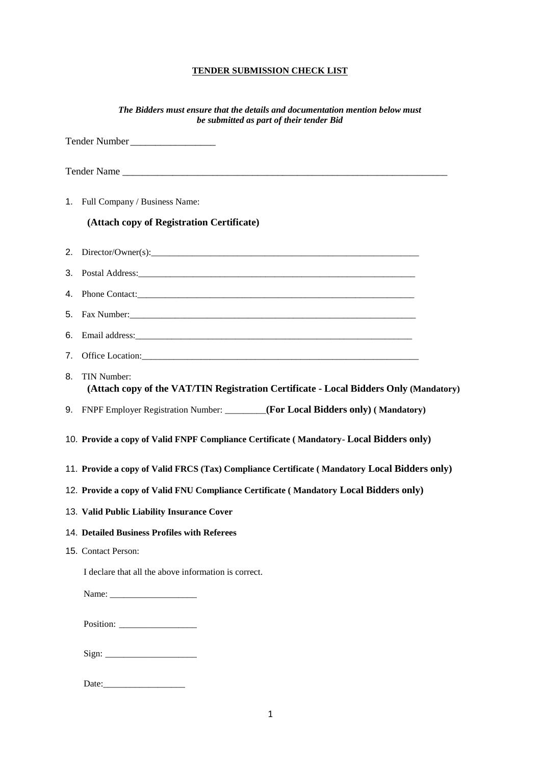**TENDER SUBMISSION CHECK LIST**

***The Bidders must ensure that the details and documentation mention below must be submitted as part of their tender Bid***

Tender Number \_\_\_\_\_\_\_\_\_\_\_\_\_\_\_\_\_

Tender Name \_\_\_\_\_\_\_\_\_\_\_\_\_\_\_\_\_\_\_\_\_\_\_\_\_\_\_\_\_\_\_\_\_\_\_\_\_\_\_\_\_\_\_\_\_\_\_\_\_\_\_\_\_\_\_\_\_\_\_\_\_\_\_\_

1. Full Company / Business Name:

   **(Attach copy of Registration Certificate)**

2. Director/Owner(s):\_\_\_\_\_\_\_\_\_\_\_\_\_\_\_\_\_\_\_\_\_\_\_\_\_\_\_\_\_\_\_\_\_\_\_\_\_\_\_\_\_\_\_\_\_\_\_\_\_\_\_\_\_\_\_\_\_\_\_\_
3. Postal Address:\_\_\_\_\_\_\_\_\_\_\_\_\_\_\_\_\_\_\_\_\_\_\_\_\_\_\_\_\_\_\_\_\_\_\_\_\_\_\_\_\_\_\_\_\_\_\_\_\_\_\_\_\_\_\_\_\_\_\_\_\_\_
4. Phone Contact:\_\_\_\_\_\_\_\_\_\_\_\_\_\_\_\_\_\_\_\_\_\_\_\_\_\_\_\_\_\_\_\_\_\_\_\_\_\_\_\_\_\_\_\_\_\_\_\_\_\_\_\_\_\_\_\_\_\_\_\_\_\_
5. Fax Number:\_\_\_\_\_\_\_\_\_\_\_\_\_\_\_\_\_\_\_\_\_\_\_\_\_\_\_\_\_\_\_\_\_\_\_\_\_\_\_\_\_\_\_\_\_\_\_\_\_\_\_\_\_\_\_\_\_\_\_\_\_\_\_\_
6. Email address:\_\_\_\_\_\_\_\_\_\_\_\_\_\_\_\_\_\_\_\_\_\_\_\_\_\_\_\_\_\_\_\_\_\_\_\_\_\_\_\_\_\_\_\_\_\_\_\_\_\_\_\_\_\_\_\_\_\_\_\_\_\_
7. Office Location:\_\_\_\_\_\_\_\_\_\_\_\_\_\_\_\_\_\_\_\_\_\_\_\_\_\_\_\_\_\_\_\_\_\_\_\_\_\_\_\_\_\_\_\_\_\_\_\_\_\_\_\_\_\_\_\_\_\_\_\_\_\_
8. TIN Number:

   **(Attach copy of the VAT/TIN Registration Certificate - Local Bidders Only (Mandatory)**

9. FNPF Employer Registration Number: \_\_\_\_\_\_\_\_\_**(For Local Bidders only) ( Mandatory)**
10. **Provide a copy of Valid FNPF Compliance Certificate ( Mandatory- Local Bidders only)**
11. **Provide a copy of Valid FRCS (Tax) Compliance Certificate ( Mandatory Local Bidders only)**
12. **Provide a copy of Valid FNU Compliance Certificate ( Mandatory Local Bidders only)**
13. **Valid Public Liability Insurance Cover**
14. **Detailed Business Profiles with Referees**
15. Contact Person:

I declare that all the above information is correct.

Name: \_\_\_\_\_\_\_\_\_\_\_\_\_\_\_\_\_\_\_\_

Position: \_\_\_\_\_\_\_\_\_\_\_\_\_\_\_\_\_\_

Sign: \_\_\_\_\_\_\_\_\_\_\_\_\_\_\_\_\_\_\_\_\_

Date:\_\_\_\_\_\_\_\_\_\_\_\_\_\_\_\_\_\_\_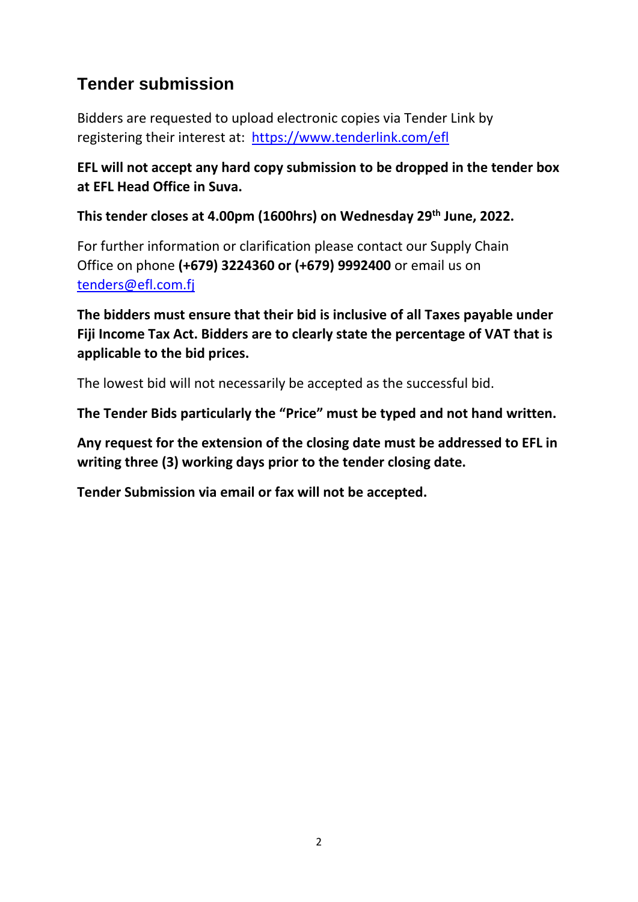## Tender submission

Bidders are requested to upload electronic copies via Tender Link by registering their interest at: https://www.tenderlink.com/efl

**EFL will not accept any hard copy submission to be dropped in the tender box at EFL Head Office in Suva.**

**This tender closes at 4.00pm (1600hrs) on Wednesday 29th June, 2022.**

For further information or clarification please contact our Supply Chain Office on phone **(+679) 3224360 or (+679) 9992400** or email us on tenders@efl.com.fj

**The bidders must ensure that their bid is inclusive of all Taxes payable under Fiji Income Tax Act. Bidders are to clearly state the percentage of VAT that is applicable to the bid prices.**

The lowest bid will not necessarily be accepted as the successful bid.

**The Tender Bids particularly the "Price" must be typed and not hand written.**

**Any request for the extension of the closing date must be addressed to EFL in writing three (3) working days prior to the tender closing date.**

**Tender Submission via email or fax will not be accepted.**